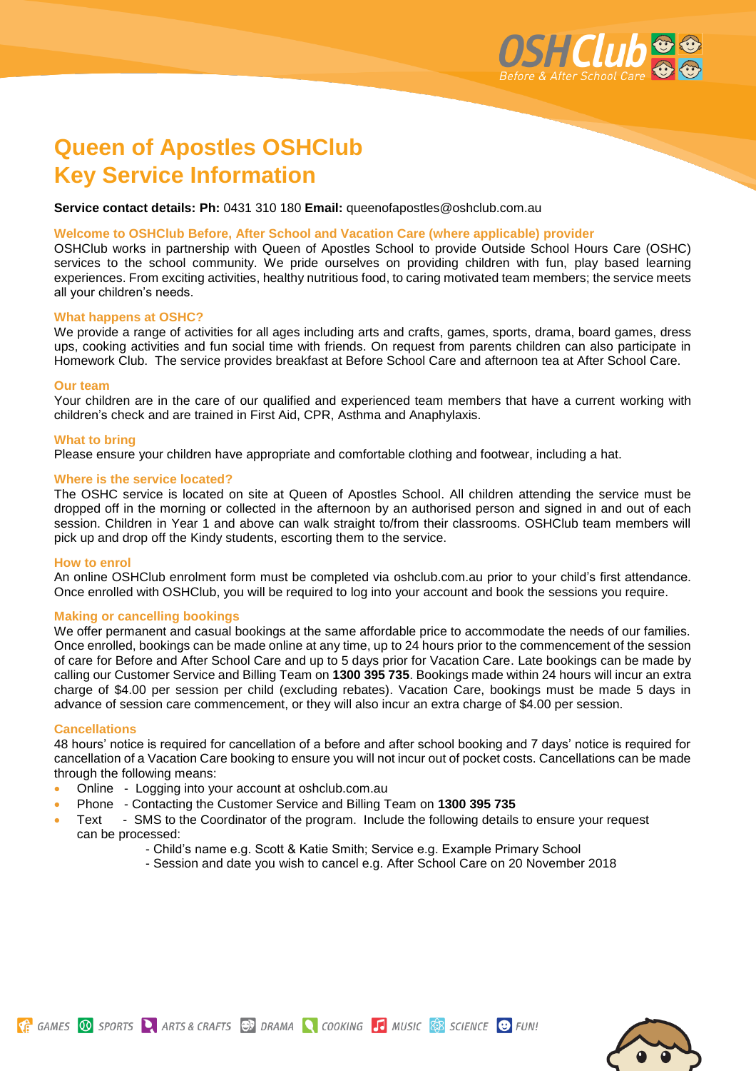# Queen of Apostles OSHClub
# Key Service Information

**Service contact details: Ph:** 0431 310 180 **Email:** queenofapostles@oshclub.com.au

### Welcome to OSHClub Before, After School and Vacation Care (where applicable) provider

OSHClub works in partnership with Queen of Apostles School to provide Outside School Hours Care (OSHC) services to the school community. We pride ourselves on providing children with fun, play based learning experiences. From exciting activities, healthy nutritious food, to caring motivated team members; the service meets all your children's needs.

### What happens at OSHC?

We provide a range of activities for all ages including arts and crafts, games, sports, drama, board games, dress ups, cooking activities and fun social time with friends. On request from parents children can also participate in Homework Club. The service provides breakfast at Before School Care and afternoon tea at After School Care.

### Our team

Your children are in the care of our qualified and experienced team members that have a current working with children's check and are trained in First Aid, CPR, Asthma and Anaphylaxis.

### What to bring

Please ensure your children have appropriate and comfortable clothing and footwear, including a hat.

### Where is the service located?

The OSHC service is located on site at Queen of Apostles School. All children attending the service must be dropped off in the morning or collected in the afternoon by an authorised person and signed in and out of each session. Children in Year 1 and above can walk straight to/from their classrooms. OSHClub team members will pick up and drop off the Kindy students, escorting them to the service.

### How to enrol

An online OSHClub enrolment form must be completed via oshclub.com.au prior to your child's first attendance. Once enrolled with OSHClub, you will be required to log into your account and book the sessions you require.

### Making or cancelling bookings

We offer permanent and casual bookings at the same affordable price to accommodate the needs of our families. Once enrolled, bookings can be made online at any time, up to 24 hours prior to the commencement of the session of care for Before and After School Care and up to 5 days prior for Vacation Care. Late bookings can be made by calling our Customer Service and Billing Team on **1300 395 735**. Bookings made within 24 hours will incur an extra charge of $4.00 per session per child (excluding rebates). Vacation Care, bookings must be made 5 days in advance of session care commencement, or they will also incur an extra charge of $4.00 per session.

### Cancellations

48 hours' notice is required for cancellation of a before and after school booking and 7 days' notice is required for cancellation of a Vacation Care booking to ensure you will not incur out of pocket costs. Cancellations can be made through the following means:

- Online - Logging into your account at oshclub.com.au
- Phone - Contacting the Customer Service and Billing Team on **1300 395 735**
- Text - SMS to the Coordinator of the program. Include the following details to ensure your request can be processed:
  - Child's name e.g. Scott & Katie Smith; Service e.g. Example Primary School
  - Session and date you wish to cancel e.g. After School Care on 20 November 2018

GAMES SPORTS ARTS & CRAFTS DRAMA COOKING MUSIC SCIENCE FUN!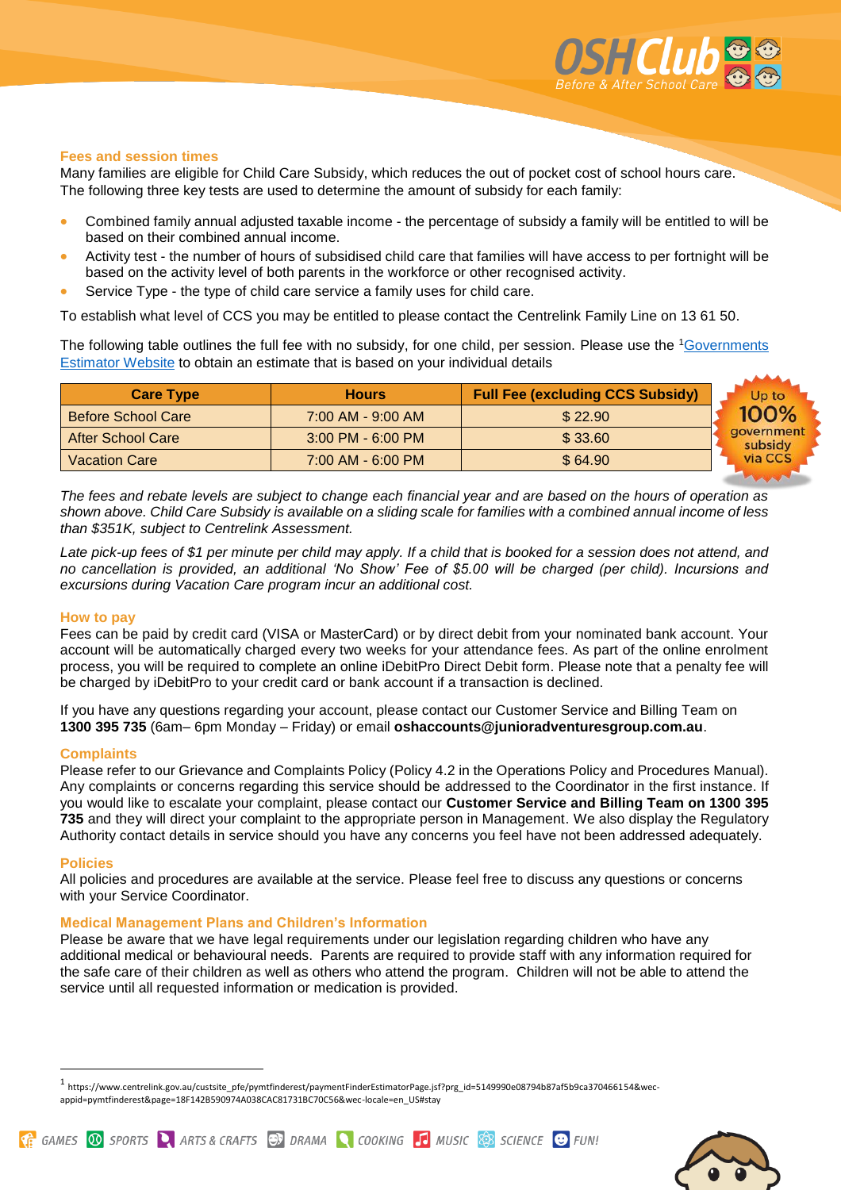## Fees and session times

Many families are eligible for Child Care Subsidy, which reduces the out of pocket cost of school hours care. The following three key tests are used to determine the amount of subsidy for each family:

- Combined family annual adjusted taxable income - the percentage of subsidy a family will be entitled to will be based on their combined annual income.
- Activity test - the number of hours of subsidised child care that families will have access to per fortnight will be based on the activity level of both parents in the workforce or other recognised activity.
- Service Type - the type of child care service a family uses for child care.

To establish what level of CCS you may be entitled to please contact the Centrelink Family Line on 13 61 50.

The following table outlines the full fee with no subsidy, for one child, per session. Please use the [1]Governments Estimator Website to obtain an estimate that is based on your individual details

| Care Type | Hours | Full Fee (excluding CCS Subsidy) |
|---|---|---|
| Before School Care | 7:00 AM - 9:00 AM | $ 22.90 |
| After School Care | 3:00 PM - 6:00 PM | $ 33.60 |
| Vacation Care | 7:00 AM - 6:00 PM | $ 64.90 |

Up to 100% government subsidy via CCS

*The fees and rebate levels are subject to change each financial year and are based on the hours of operation as shown above. Child Care Subsidy is available on a sliding scale for families with a combined annual income of less than $351K, subject to Centrelink Assessment.*

*Late pick-up fees of $1 per minute per child may apply. If a child that is booked for a session does not attend, and no cancellation is provided, an additional 'No Show' Fee of $5.00 will be charged (per child). Incursions and excursions during Vacation Care program incur an additional cost.*

## How to pay

Fees can be paid by credit card (VISA or MasterCard) or by direct debit from your nominated bank account. Your account will be automatically charged every two weeks for your attendance fees. As part of the online enrolment process, you will be required to complete an online iDebitPro Direct Debit form. Please note that a penalty fee will be charged by iDebitPro to your credit card or bank account if a transaction is declined.

If you have any questions regarding your account, please contact our Customer Service and Billing Team on **1300 395 735** (6am– 6pm Monday – Friday) or email **oshaccounts@junioradventuresgroup.com.au**.

## Complaints

Please refer to our Grievance and Complaints Policy (Policy 4.2 in the Operations Policy and Procedures Manual). Any complaints or concerns regarding this service should be addressed to the Coordinator in the first instance. If you would like to escalate your complaint, please contact our **Customer Service and Billing Team on 1300 395 735** and they will direct your complaint to the appropriate person in Management. We also display the Regulatory Authority contact details in service should you have any concerns you feel have not been addressed adequately.

## Policies

All policies and procedures are available at the service. Please feel free to discuss any questions or concerns with your Service Coordinator.

## Medical Management Plans and Children's Information

Please be aware that we have legal requirements under our legislation regarding children who have any additional medical or behavioural needs. Parents are required to provide staff with any information required for the safe care of their children as well as others who attend the program. Children will not be able to attend the service until all requested information or medication is provided.

[1] https://www.centrelink.gov.au/custsite_pfe/pymtfinderest/paymentFinderEstimatorPage.jsf?prg_id=5149990e08794b87af5b9ca370466154&wec-appid=pymtfinderest&page=18F142B590974A038CAC81731BC70C56&wec-locale=en_US#stay

GAMES SPORTS ARTS & CRAFTS DRAMA COOKING MUSIC SCIENCE FUN!